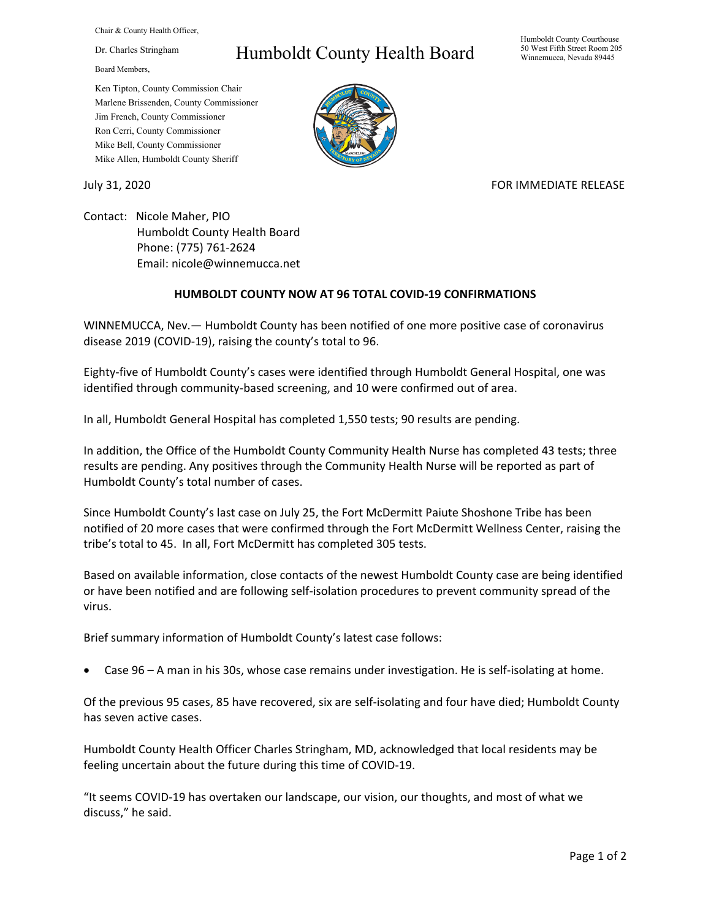Chair & County Health Officer,

Dr. Charles Stringham

Board Members,

Ken Tipton, County Commission Chair
Marlene Brissenden, County Commissioner
Jim French, County Commissioner
Ron Cerri, County Commissioner
Mike Bell, County Commissioner
Mike Allen, Humboldt County Sheriff

# Humboldt County Health Board

Humboldt County Courthouse
50 West Fifth Street Room 205
Winnemucca, Nevada 89445

July 31, 2020

FOR IMMEDIATE RELEASE

Contact: Nicole Maher, PIO
Humboldt County Health Board
Phone: (775) 761-2624
Email: nicole@winnemucca.net

## HUMBOLDT COUNTY NOW AT 96 TOTAL COVID-19 CONFIRMATIONS

WINNEMUCCA, Nev.— Humboldt County has been notified of one more positive case of coronavirus disease 2019 (COVID-19), raising the county's total to 96.

Eighty-five of Humboldt County's cases were identified through Humboldt General Hospital, one was identified through community-based screening, and 10 were confirmed out of area.

In all, Humboldt General Hospital has completed 1,550 tests; 90 results are pending.

In addition, the Office of the Humboldt County Community Health Nurse has completed 43 tests; three results are pending. Any positives through the Community Health Nurse will be reported as part of Humboldt County's total number of cases.

Since Humboldt County's last case on July 25, the Fort McDermitt Paiute Shoshone Tribe has been notified of 20 more cases that were confirmed through the Fort McDermitt Wellness Center, raising the tribe's total to 45. In all, Fort McDermitt has completed 305 tests.

Based on available information, close contacts of the newest Humboldt County case are being identified or have been notified and are following self-isolation procedures to prevent community spread of the virus.

Brief summary information of Humboldt County's latest case follows:

- Case 96 – A man in his 30s, whose case remains under investigation. He is self-isolating at home.

Of the previous 95 cases, 85 have recovered, six are self-isolating and four have died; Humboldt County has seven active cases.

Humboldt County Health Officer Charles Stringham, MD, acknowledged that local residents may be feeling uncertain about the future during this time of COVID-19.

"It seems COVID-19 has overtaken our landscape, our vision, our thoughts, and most of what we discuss," he said.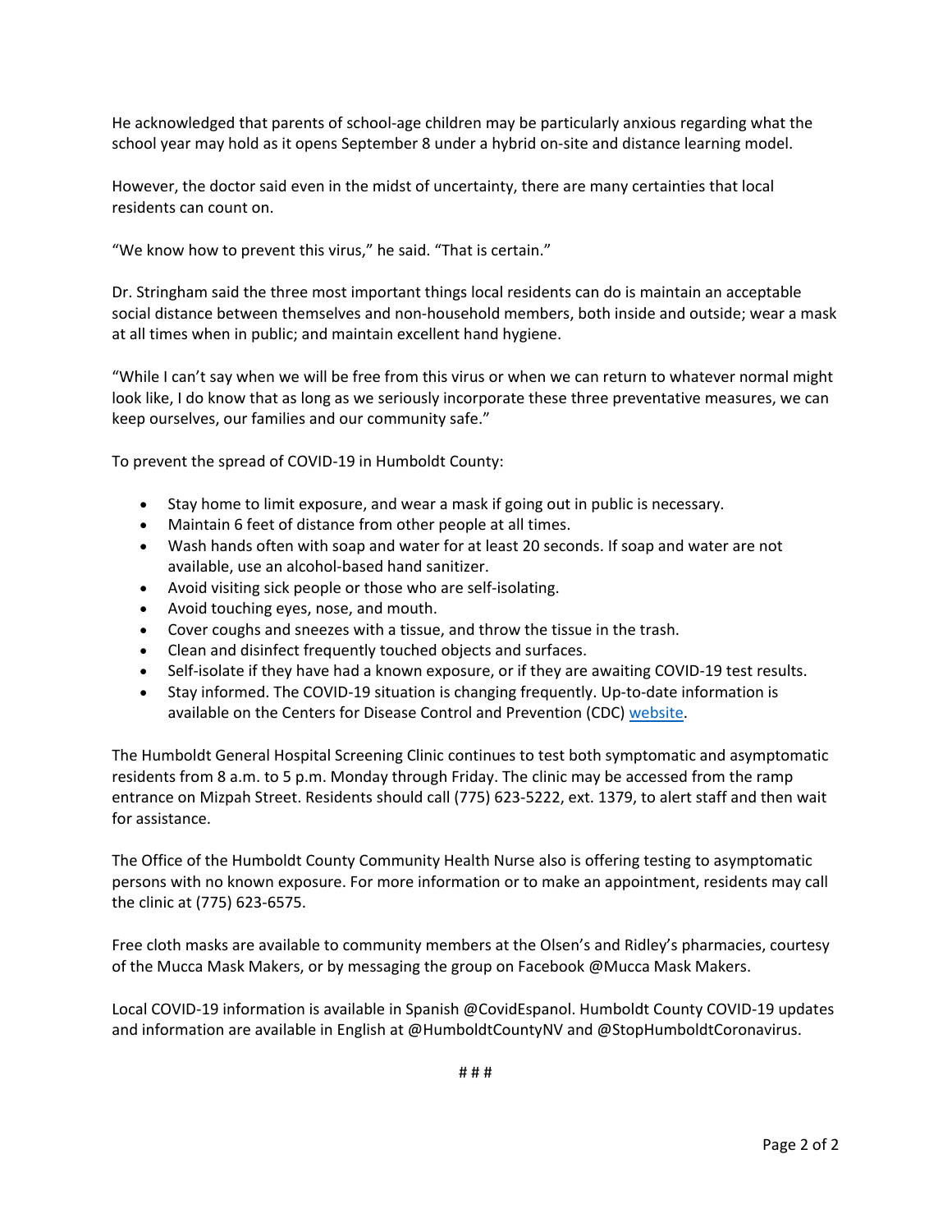He acknowledged that parents of school-age children may be particularly anxious regarding what the school year may hold as it opens September 8 under a hybrid on-site and distance learning model.

However, the doctor said even in the midst of uncertainty, there are many certainties that local residents can count on.

"We know how to prevent this virus," he said. "That is certain."

Dr. Stringham said the three most important things local residents can do is maintain an acceptable social distance between themselves and non-household members, both inside and outside; wear a mask at all times when in public; and maintain excellent hand hygiene.

"While I can't say when we will be free from this virus or when we can return to whatever normal might look like, I do know that as long as we seriously incorporate these three preventative measures, we can keep ourselves, our families and our community safe."

To prevent the spread of COVID-19 in Humboldt County:

- Stay home to limit exposure, and wear a mask if going out in public is necessary.
- Maintain 6 feet of distance from other people at all times.
- Wash hands often with soap and water for at least 20 seconds. If soap and water are not available, use an alcohol-based hand sanitizer.
- Avoid visiting sick people or those who are self-isolating.
- Avoid touching eyes, nose, and mouth.
- Cover coughs and sneezes with a tissue, and throw the tissue in the trash.
- Clean and disinfect frequently touched objects and surfaces.
- Self-isolate if they have had a known exposure, or if they are awaiting COVID-19 test results.
- Stay informed. The COVID-19 situation is changing frequently. Up-to-date information is available on the Centers for Disease Control and Prevention (CDC) website.

The Humboldt General Hospital Screening Clinic continues to test both symptomatic and asymptomatic residents from 8 a.m. to 5 p.m. Monday through Friday. The clinic may be accessed from the ramp entrance on Mizpah Street. Residents should call (775) 623-5222, ext. 1379, to alert staff and then wait for assistance.

The Office of the Humboldt County Community Health Nurse also is offering testing to asymptomatic persons with no known exposure. For more information or to make an appointment, residents may call the clinic at (775) 623-6575.

Free cloth masks are available to community members at the Olsen's and Ridley's pharmacies, courtesy of the Mucca Mask Makers, or by messaging the group on Facebook @Mucca Mask Makers.

Local COVID-19 information is available in Spanish @CovidEspanol. Humboldt County COVID-19 updates and information are available in English at @HumboldtCountyNV and @StopHumboldtCoronavirus.

# # #